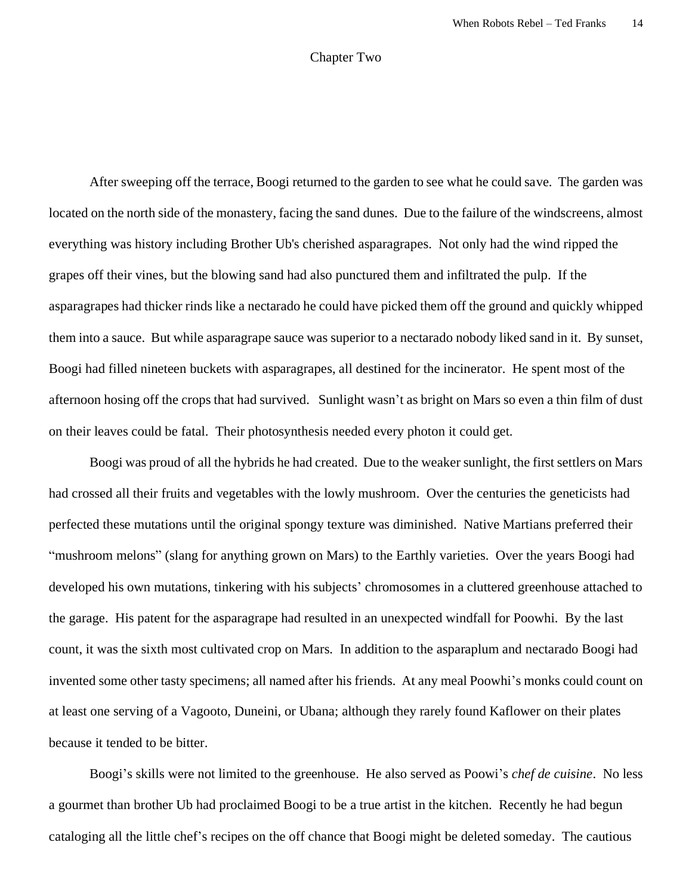# Chapter Two

After sweeping off the terrace, Boogi returned to the garden to see what he could save. The garden was located on the north side of the monastery, facing the sand dunes. Due to the failure of the windscreens, almost everything was history including Brother Ub's cherished asparagrapes. Not only had the wind ripped the grapes off their vines, but the blowing sand had also punctured them and infiltrated the pulp. If the asparagrapes had thicker rinds like a nectarado he could have picked them off the ground and quickly whipped them into a sauce. But while asparagrape sauce was superior to a nectarado nobody liked sand in it. By sunset, Boogi had filled nineteen buckets with asparagrapes, all destined for the incinerator. He spent most of the afternoon hosing off the crops that had survived. Sunlight wasn't as bright on Mars so even a thin film of dust on their leaves could be fatal. Their photosynthesis needed every photon it could get.

Boogi was proud of all the hybrids he had created. Due to the weaker sunlight, the first settlers on Mars had crossed all their fruits and vegetables with the lowly mushroom. Over the centuries the geneticists had perfected these mutations until the original spongy texture was diminished. Native Martians preferred their "mushroom melons" (slang for anything grown on Mars) to the Earthly varieties. Over the years Boogi had developed his own mutations, tinkering with his subjects' chromosomes in a cluttered greenhouse attached to the garage. His patent for the asparagrape had resulted in an unexpected windfall for Poowhi. By the last count, it was the sixth most cultivated crop on Mars. In addition to the asparaplum and nectarado Boogi had invented some other tasty specimens; all named after his friends. At any meal Poowhi's monks could count on at least one serving of a Vagooto, Duneini, or Ubana; although they rarely found Kaflower on their plates because it tended to be bitter.

Boogi's skills were not limited to the greenhouse. He also served as Poowi's *chef de cuisine*. No less a gourmet than brother Ub had proclaimed Boogi to be a true artist in the kitchen. Recently he had begun cataloging all the little chef's recipes on the off chance that Boogi might be deleted someday. The cautious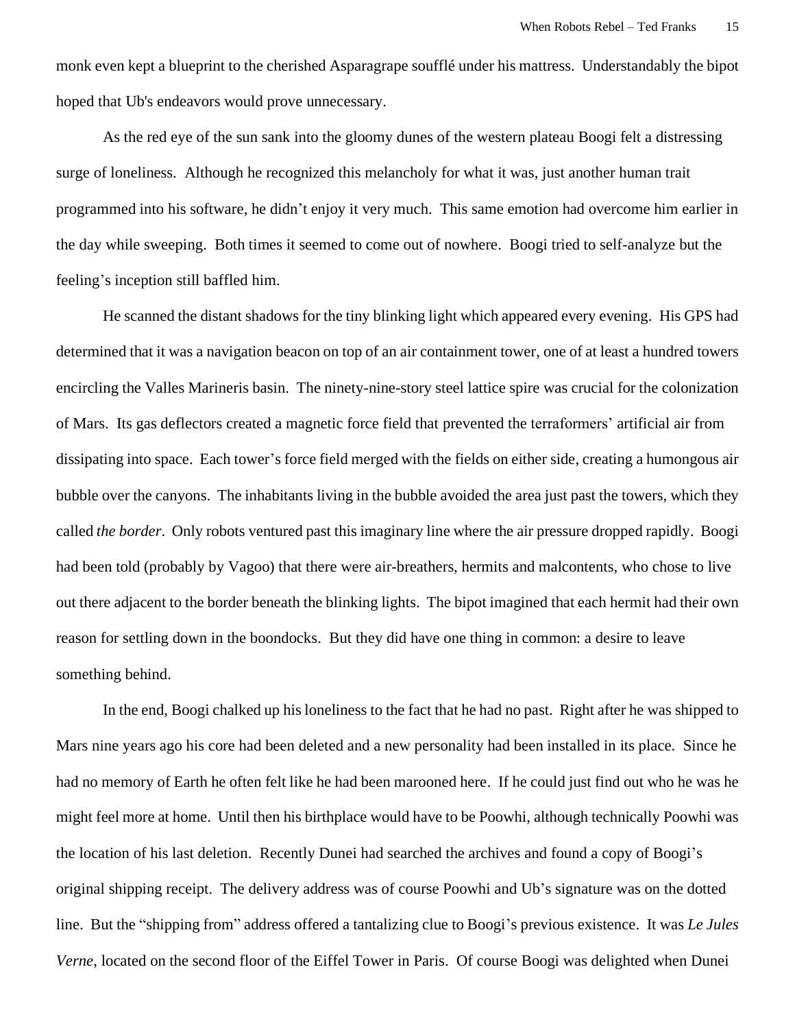monk even kept a blueprint to the cherished Asparagrape soufflé under his mattress. Understandably the bipot hoped that Ub's endeavors would prove unnecessary.

As the red eye of the sun sank into the gloomy dunes of the western plateau Boogi felt a distressing surge of loneliness. Although he recognized this melancholy for what it was, just another human trait programmed into his software, he didn't enjoy it very much. This same emotion had overcome him earlier in the day while sweeping. Both times it seemed to come out of nowhere. Boogi tried to self-analyze but the feeling's inception still baffled him.

He scanned the distant shadows for the tiny blinking light which appeared every evening. His GPS had determined that it was a navigation beacon on top of an air containment tower, one of at least a hundred towers encircling the Valles Marineris basin. The ninety-nine-story steel lattice spire was crucial for the colonization of Mars. Its gas deflectors created a magnetic force field that prevented the terraformers' artificial air from dissipating into space. Each tower's force field merged with the fields on either side, creating a humongous air bubble over the canyons. The inhabitants living in the bubble avoided the area just past the towers, which they called *the border*. Only robots ventured past this imaginary line where the air pressure dropped rapidly. Boogi had been told (probably by Vagoo) that there were air-breathers, hermits and malcontents, who chose to live out there adjacent to the border beneath the blinking lights. The bipot imagined that each hermit had their own reason for settling down in the boondocks. But they did have one thing in common: a desire to leave something behind.

In the end, Boogi chalked up his loneliness to the fact that he had no past. Right after he was shipped to Mars nine years ago his core had been deleted and a new personality had been installed in its place. Since he had no memory of Earth he often felt like he had been marooned here. If he could just find out who he was he might feel more at home. Until then his birthplace would have to be Poowhi, although technically Poowhi was the location of his last deletion. Recently Dunei had searched the archives and found a copy of Boogi's original shipping receipt. The delivery address was of course Poowhi and Ub's signature was on the dotted line. But the "shipping from" address offered a tantalizing clue to Boogi's previous existence. It was *Le Jules Verne*, located on the second floor of the Eiffel Tower in Paris. Of course Boogi was delighted when Dunei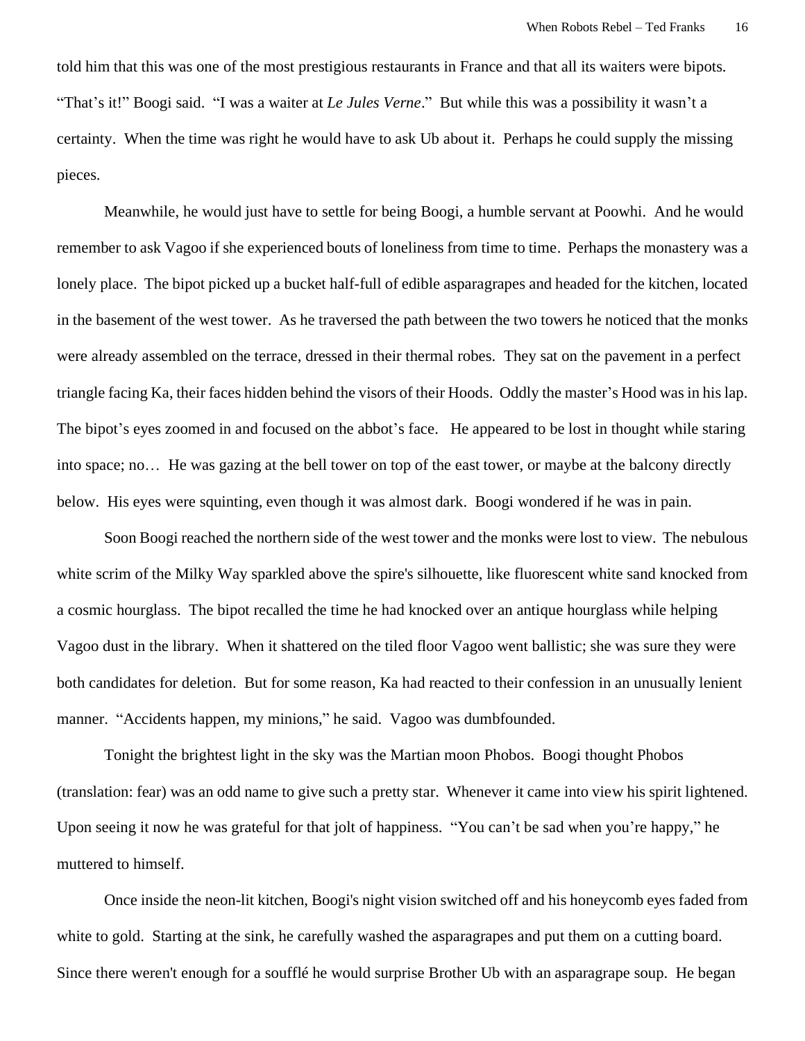told him that this was one of the most prestigious restaurants in France and that all its waiters were bipots. "That's it!" Boogi said. "I was a waiter at *Le Jules Verne*." But while this was a possibility it wasn't a certainty. When the time was right he would have to ask Ub about it. Perhaps he could supply the missing pieces.

Meanwhile, he would just have to settle for being Boogi, a humble servant at Poowhi. And he would remember to ask Vagoo if she experienced bouts of loneliness from time to time. Perhaps the monastery was a lonely place. The bipot picked up a bucket half-full of edible asparagrapes and headed for the kitchen, located in the basement of the west tower. As he traversed the path between the two towers he noticed that the monks were already assembled on the terrace, dressed in their thermal robes. They sat on the pavement in a perfect triangle facing Ka, their faces hidden behind the visors of their Hoods. Oddly the master's Hood was in his lap. The bipot's eyes zoomed in and focused on the abbot's face. He appeared to be lost in thought while staring into space; no… He was gazing at the bell tower on top of the east tower, or maybe at the balcony directly below. His eyes were squinting, even though it was almost dark. Boogi wondered if he was in pain.

Soon Boogi reached the northern side of the west tower and the monks were lost to view. The nebulous white scrim of the Milky Way sparkled above the spire's silhouette, like fluorescent white sand knocked from a cosmic hourglass. The bipot recalled the time he had knocked over an antique hourglass while helping Vagoo dust in the library. When it shattered on the tiled floor Vagoo went ballistic; she was sure they were both candidates for deletion. But for some reason, Ka had reacted to their confession in an unusually lenient manner. "Accidents happen, my minions," he said. Vagoo was dumbfounded.

Tonight the brightest light in the sky was the Martian moon Phobos. Boogi thought Phobos (translation: fear) was an odd name to give such a pretty star. Whenever it came into view his spirit lightened. Upon seeing it now he was grateful for that jolt of happiness. "You can't be sad when you're happy," he muttered to himself.

Once inside the neon-lit kitchen, Boogi's night vision switched off and his honeycomb eyes faded from white to gold. Starting at the sink, he carefully washed the asparagrapes and put them on a cutting board. Since there weren't enough for a soufflé he would surprise Brother Ub with an asparagrape soup. He began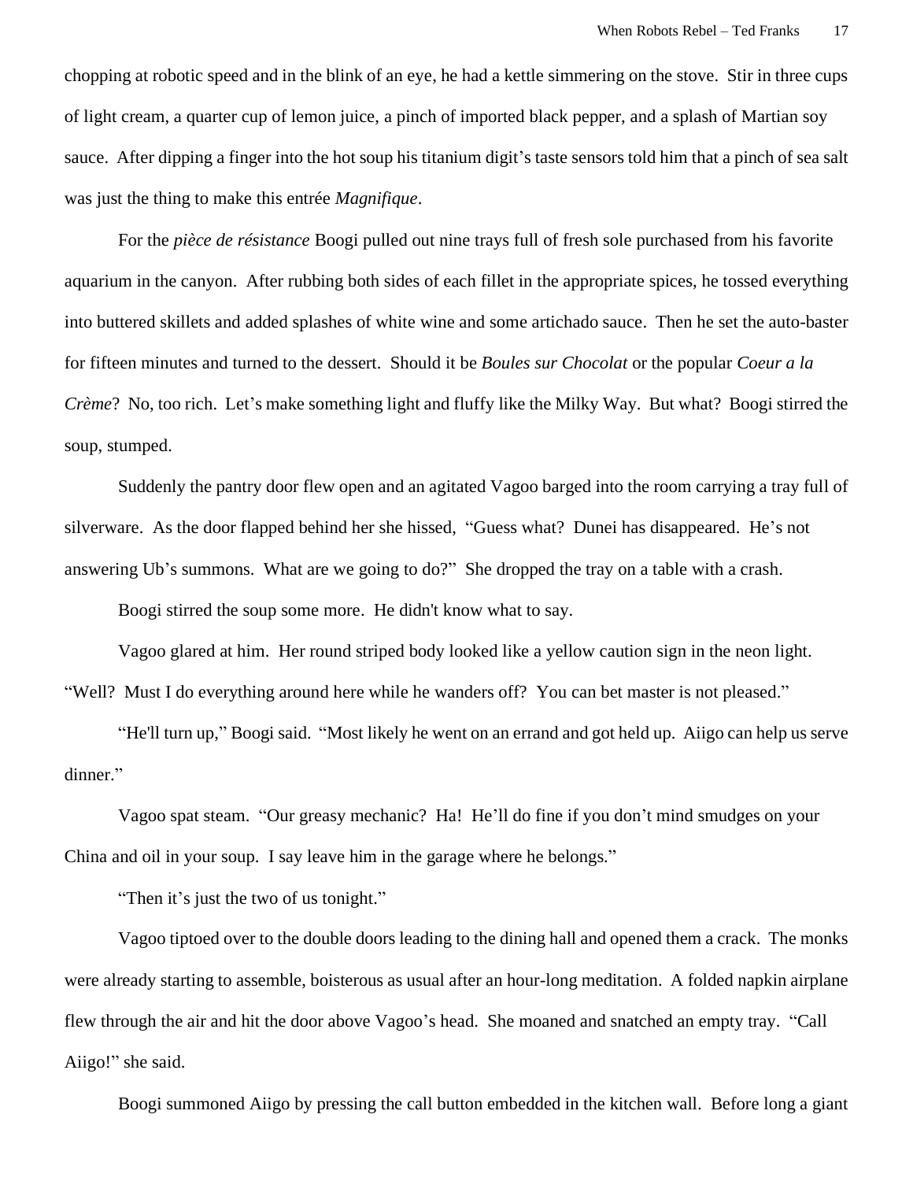chopping at robotic speed and in the blink of an eye, he had a kettle simmering on the stove. Stir in three cups of light cream, a quarter cup of lemon juice, a pinch of imported black pepper, and a splash of Martian soy sauce. After dipping a finger into the hot soup his titanium digit's taste sensors told him that a pinch of sea salt was just the thing to make this entrée *Magnifique*.

For the *pièce de résistance* Boogi pulled out nine trays full of fresh sole purchased from his favorite aquarium in the canyon. After rubbing both sides of each fillet in the appropriate spices, he tossed everything into buttered skillets and added splashes of white wine and some artichado sauce. Then he set the auto-baster for fifteen minutes and turned to the dessert. Should it be *Boules sur Chocolat* or the popular *Coeur a la Crème*? No, too rich. Let's make something light and fluffy like the Milky Way. But what? Boogi stirred the soup, stumped.

Suddenly the pantry door flew open and an agitated Vagoo barged into the room carrying a tray full of silverware. As the door flapped behind her she hissed, "Guess what? Dunei has disappeared. He's not answering Ub's summons. What are we going to do?" She dropped the tray on a table with a crash.

Boogi stirred the soup some more. He didn't know what to say.

Vagoo glared at him. Her round striped body looked like a yellow caution sign in the neon light. "Well? Must I do everything around here while he wanders off? You can bet master is not pleased."

"He'll turn up," Boogi said. "Most likely he went on an errand and got held up. Aiigo can help us serve dinner."

Vagoo spat steam. "Our greasy mechanic? Ha! He'll do fine if you don't mind smudges on your China and oil in your soup. I say leave him in the garage where he belongs."

"Then it's just the two of us tonight."

Vagoo tiptoed over to the double doors leading to the dining hall and opened them a crack. The monks were already starting to assemble, boisterous as usual after an hour-long meditation. A folded napkin airplane flew through the air and hit the door above Vagoo's head. She moaned and snatched an empty tray. "Call Aiigo!" she said.

Boogi summoned Aiigo by pressing the call button embedded in the kitchen wall. Before long a giant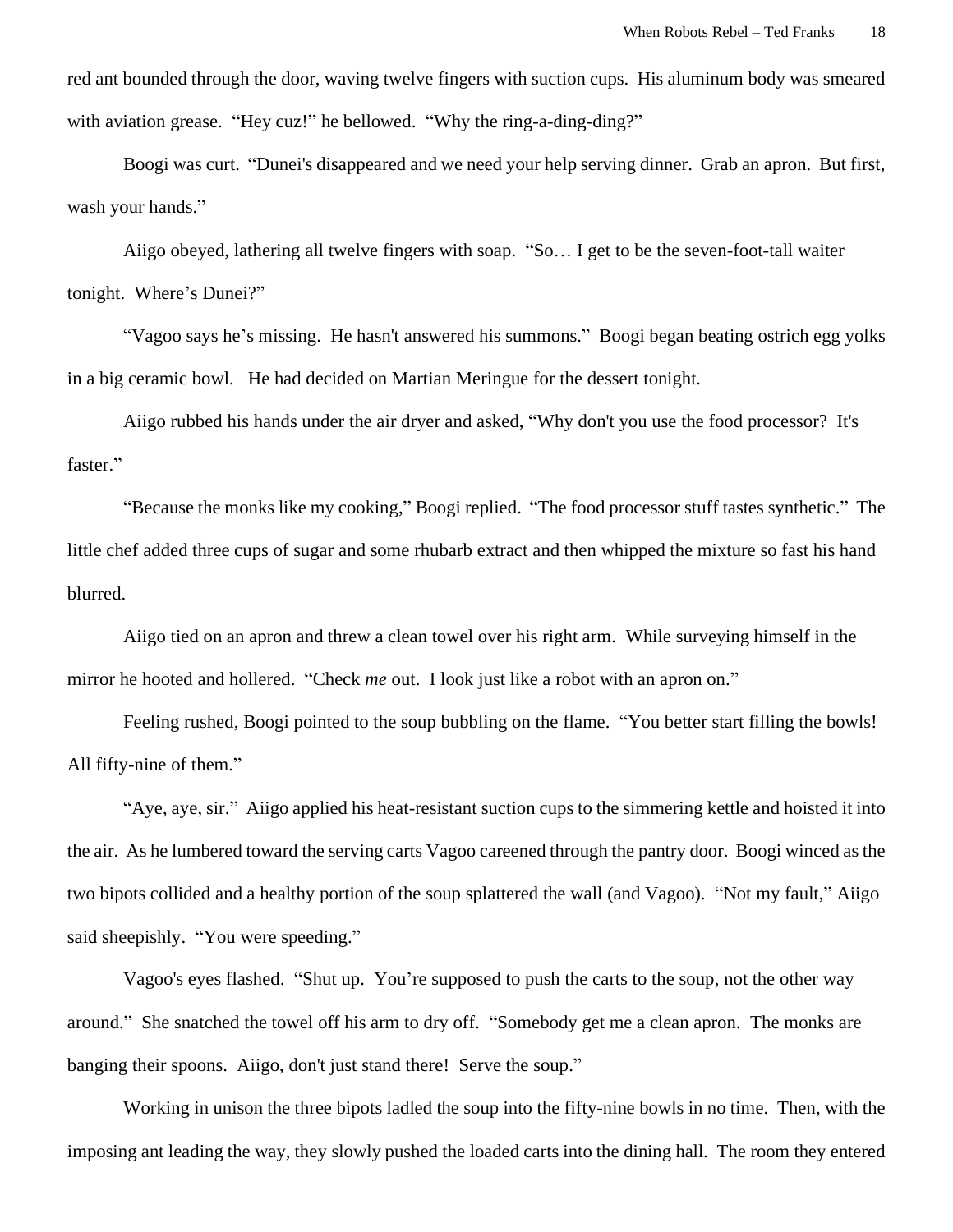red ant bounded through the door, waving twelve fingers with suction cups. His aluminum body was smeared with aviation grease. “Hey cuz!” he bellowed. “Why the ring-a-ding-ding?”

Boogi was curt. “Dunei's disappeared and we need your help serving dinner. Grab an apron. But first, wash your hands.”

Aiigo obeyed, lathering all twelve fingers with soap. “So… I get to be the seven-foot-tall waiter tonight. Where’s Dunei?”

“Vagoo says he’s missing. He hasn't answered his summons.” Boogi began beating ostrich egg yolks in a big ceramic bowl. He had decided on Martian Meringue for the dessert tonight.

Aiigo rubbed his hands under the air dryer and asked, “Why don't you use the food processor? It's faster.”

“Because the monks like my cooking,” Boogi replied. “The food processor stuff tastes synthetic.” The little chef added three cups of sugar and some rhubarb extract and then whipped the mixture so fast his hand blurred.

Aiigo tied on an apron and threw a clean towel over his right arm. While surveying himself in the mirror he hooted and hollered. “Check *me* out. I look just like a robot with an apron on.”

Feeling rushed, Boogi pointed to the soup bubbling on the flame. “You better start filling the bowls! All fifty-nine of them.”

“Aye, aye, sir.” Aiigo applied his heat-resistant suction cups to the simmering kettle and hoisted it into the air. As he lumbered toward the serving carts Vagoo careened through the pantry door. Boogi winced as the two bipots collided and a healthy portion of the soup splattered the wall (and Vagoo). “Not my fault,” Aiigo said sheepishly. “You were speeding.”

Vagoo's eyes flashed. “Shut up. You’re supposed to push the carts to the soup, not the other way around.” She snatched the towel off his arm to dry off. “Somebody get me a clean apron. The monks are banging their spoons. Aiigo, don't just stand there! Serve the soup.”

Working in unison the three bipots ladled the soup into the fifty-nine bowls in no time. Then, with the imposing ant leading the way, they slowly pushed the loaded carts into the dining hall. The room they entered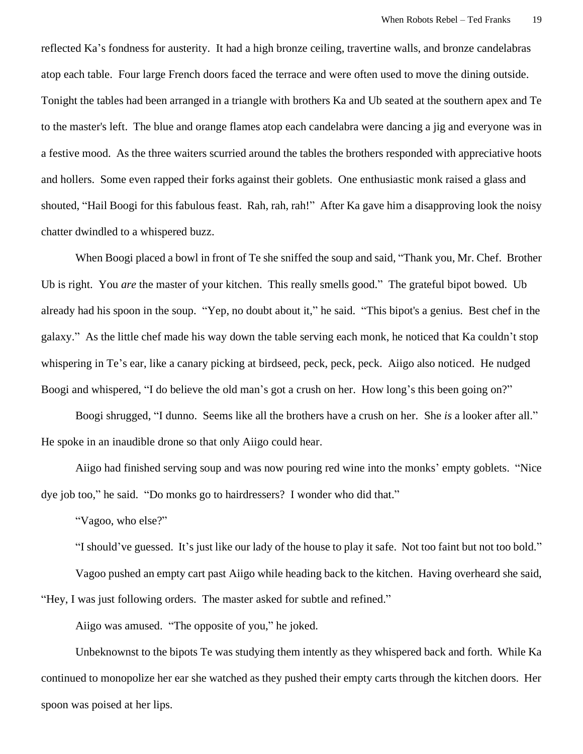reflected Ka's fondness for austerity. It had a high bronze ceiling, travertine walls, and bronze candelabras atop each table. Four large French doors faced the terrace and were often used to move the dining outside. Tonight the tables had been arranged in a triangle with brothers Ka and Ub seated at the southern apex and Te to the master's left. The blue and orange flames atop each candelabra were dancing a jig and everyone was in a festive mood. As the three waiters scurried around the tables the brothers responded with appreciative hoots and hollers. Some even rapped their forks against their goblets. One enthusiastic monk raised a glass and shouted, "Hail Boogi for this fabulous feast. Rah, rah, rah!" After Ka gave him a disapproving look the noisy chatter dwindled to a whispered buzz.

When Boogi placed a bowl in front of Te she sniffed the soup and said, "Thank you, Mr. Chef. Brother Ub is right. You *are* the master of your kitchen. This really smells good." The grateful bipot bowed. Ub already had his spoon in the soup. "Yep, no doubt about it," he said. "This bipot's a genius. Best chef in the galaxy." As the little chef made his way down the table serving each monk, he noticed that Ka couldn't stop whispering in Te's ear, like a canary picking at birdseed, peck, peck, peck. Aiigo also noticed. He nudged Boogi and whispered, "I do believe the old man's got a crush on her. How long's this been going on?"

Boogi shrugged, "I dunno. Seems like all the brothers have a crush on her. She *is* a looker after all." He spoke in an inaudible drone so that only Aiigo could hear.

Aiigo had finished serving soup and was now pouring red wine into the monks' empty goblets. "Nice dye job too," he said. "Do monks go to hairdressers? I wonder who did that."

"Vagoo, who else?"

"I should've guessed. It's just like our lady of the house to play it safe. Not too faint but not too bold."

Vagoo pushed an empty cart past Aiigo while heading back to the kitchen. Having overheard she said, "Hey, I was just following orders. The master asked for subtle and refined."

Aiigo was amused. "The opposite of you," he joked.

Unbeknownst to the bipots Te was studying them intently as they whispered back and forth. While Ka continued to monopolize her ear she watched as they pushed their empty carts through the kitchen doors. Her spoon was poised at her lips.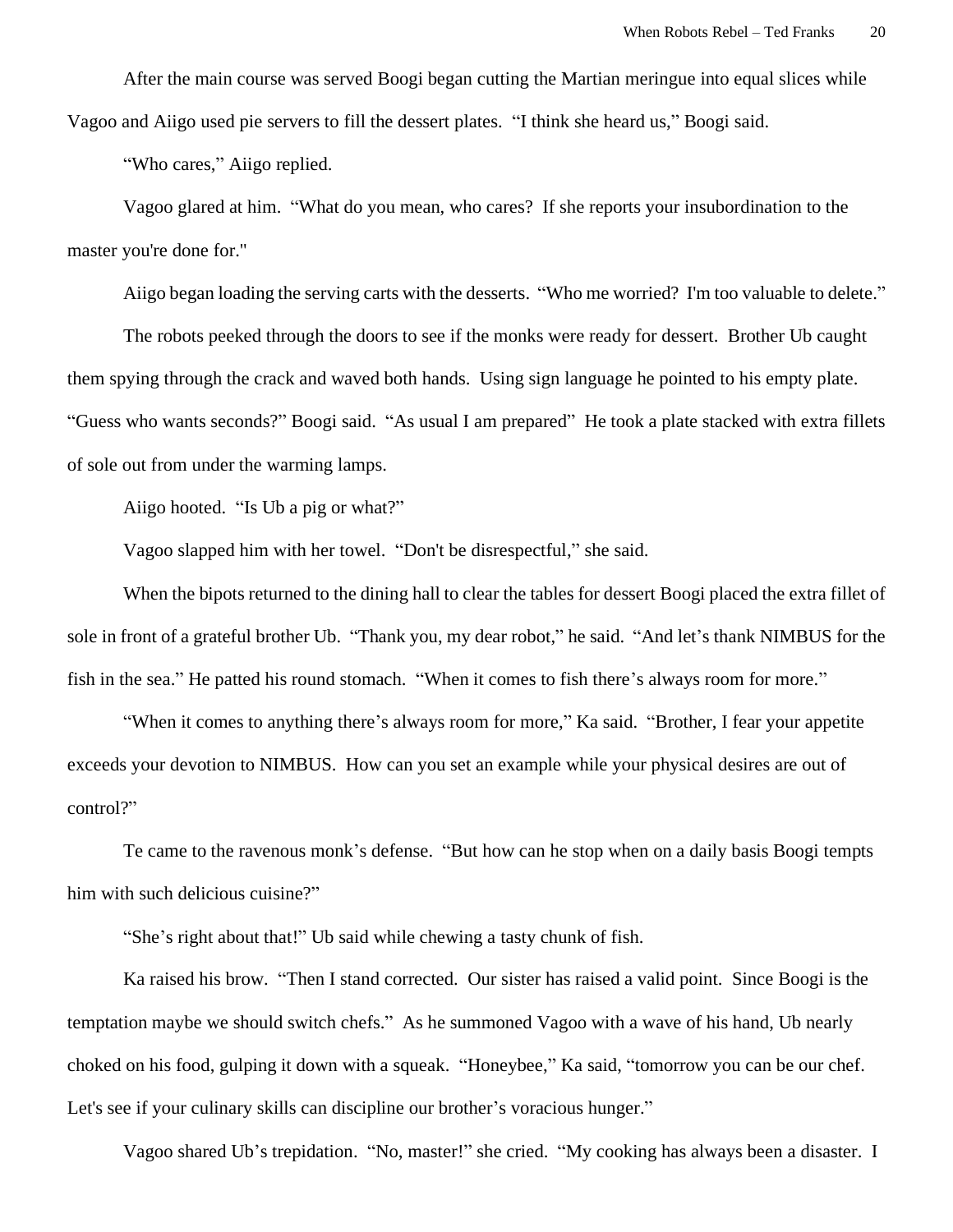After the main course was served Boogi began cutting the Martian meringue into equal slices while Vagoo and Aiigo used pie servers to fill the dessert plates. "I think she heard us," Boogi said.

"Who cares," Aiigo replied.

Vagoo glared at him. "What do you mean, who cares? If she reports your insubordination to the master you're done for."

Aiigo began loading the serving carts with the desserts. "Who me worried? I'm too valuable to delete."

The robots peeked through the doors to see if the monks were ready for dessert. Brother Ub caught them spying through the crack and waved both hands. Using sign language he pointed to his empty plate. "Guess who wants seconds?" Boogi said. "As usual I am prepared" He took a plate stacked with extra fillets of sole out from under the warming lamps.

Aiigo hooted. "Is Ub a pig or what?"

Vagoo slapped him with her towel. "Don't be disrespectful," she said.

When the bipots returned to the dining hall to clear the tables for dessert Boogi placed the extra fillet of sole in front of a grateful brother Ub. "Thank you, my dear robot," he said. "And let's thank NIMBUS for the fish in the sea." He patted his round stomach. "When it comes to fish there's always room for more."

"When it comes to anything there's always room for more," Ka said. "Brother, I fear your appetite exceeds your devotion to NIMBUS. How can you set an example while your physical desires are out of control?"

Te came to the ravenous monk's defense. "But how can he stop when on a daily basis Boogi tempts him with such delicious cuisine?"

"She's right about that!" Ub said while chewing a tasty chunk of fish.

Ka raised his brow. "Then I stand corrected. Our sister has raised a valid point. Since Boogi is the temptation maybe we should switch chefs." As he summoned Vagoo with a wave of his hand, Ub nearly choked on his food, gulping it down with a squeak. "Honeybee," Ka said, "tomorrow you can be our chef. Let's see if your culinary skills can discipline our brother's voracious hunger."

Vagoo shared Ub's trepidation. "No, master!" she cried. "My cooking has always been a disaster. I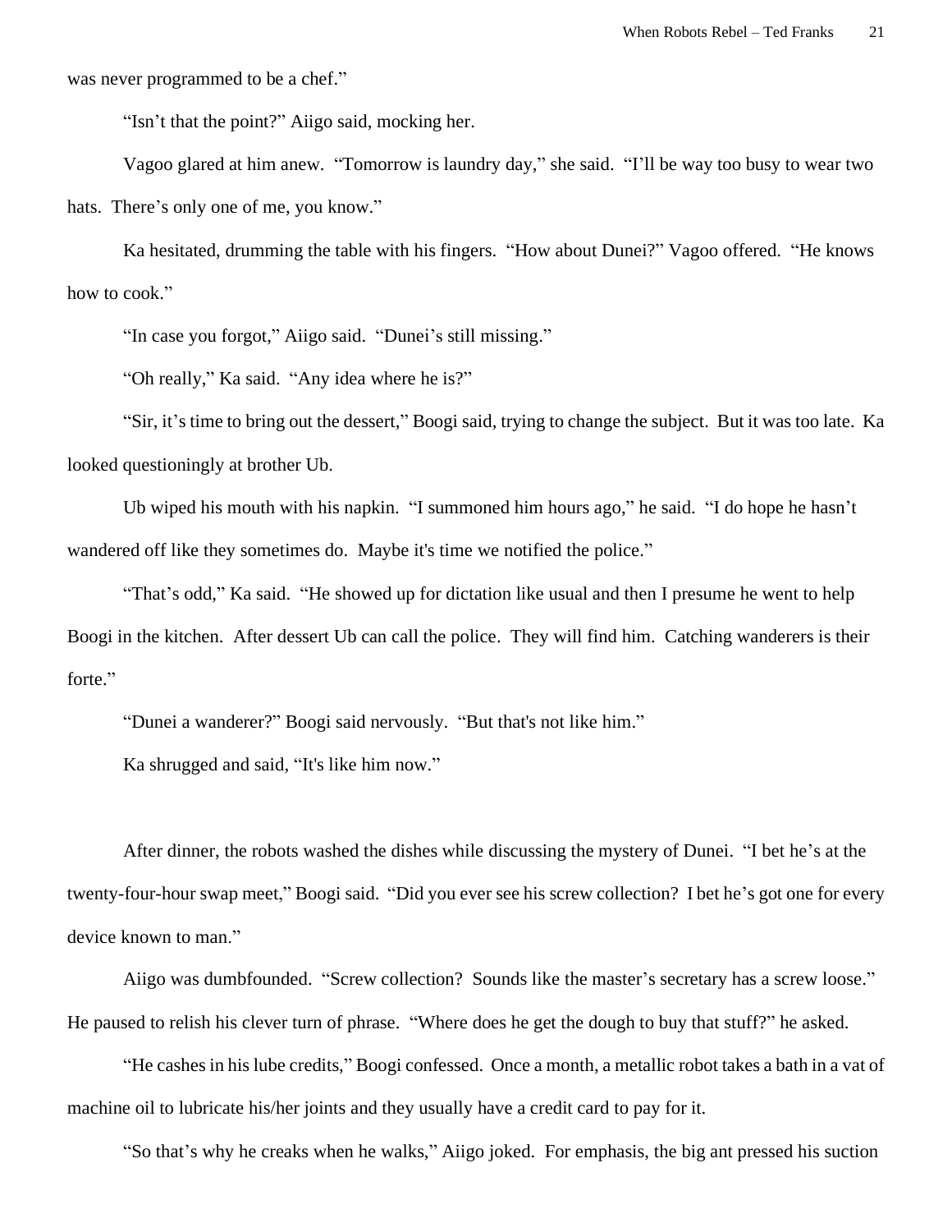was never programmed to be a chef."

"Isn't that the point?" Aiigo said, mocking her.

Vagoo glared at him anew. "Tomorrow is laundry day," she said. "I'll be way too busy to wear two hats. There's only one of me, you know."

Ka hesitated, drumming the table with his fingers. "How about Dunei?" Vagoo offered. "He knows how to cook."

"In case you forgot," Aiigo said. "Dunei's still missing."

"Oh really," Ka said. "Any idea where he is?"

"Sir, it's time to bring out the dessert," Boogi said, trying to change the subject. But it was too late. Ka looked questioningly at brother Ub.

Ub wiped his mouth with his napkin. "I summoned him hours ago," he said. "I do hope he hasn't wandered off like they sometimes do. Maybe it's time we notified the police."

"That's odd," Ka said. "He showed up for dictation like usual and then I presume he went to help Boogi in the kitchen. After dessert Ub can call the police. They will find him. Catching wanderers is their forte."

"Dunei a wanderer?" Boogi said nervously. "But that's not like him."

Ka shrugged and said, "It's like him now."

After dinner, the robots washed the dishes while discussing the mystery of Dunei. "I bet he's at the twenty-four-hour swap meet," Boogi said. "Did you ever see his screw collection? I bet he's got one for every device known to man."

Aiigo was dumbfounded. "Screw collection? Sounds like the master's secretary has a screw loose." He paused to relish his clever turn of phrase. "Where does he get the dough to buy that stuff?" he asked.

"He cashes in his lube credits," Boogi confessed. Once a month, a metallic robot takes a bath in a vat of machine oil to lubricate his/her joints and they usually have a credit card to pay for it.

"So that's why he creaks when he walks," Aiigo joked. For emphasis, the big ant pressed his suction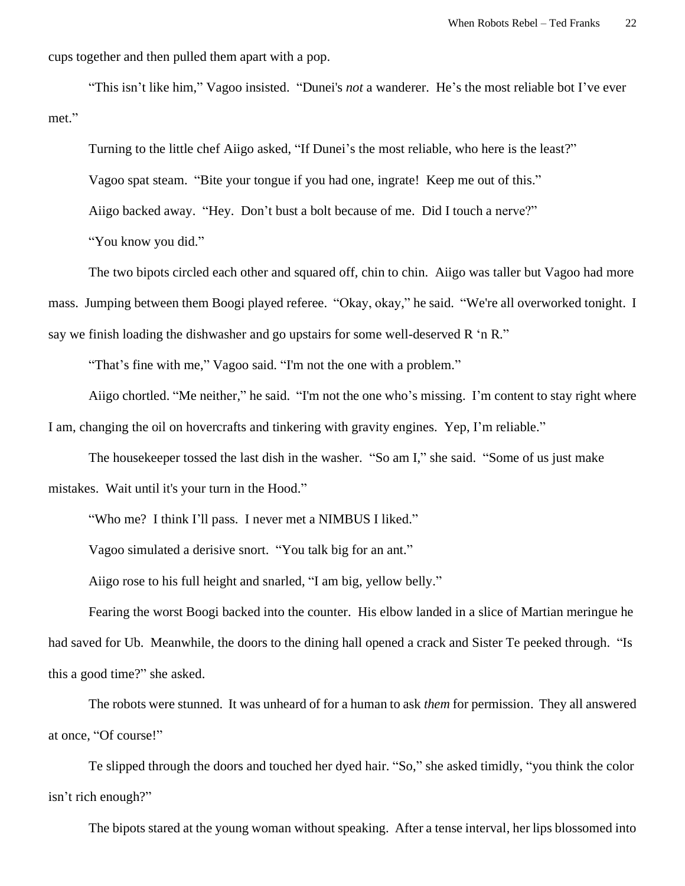cups together and then pulled them apart with a pop.

"This isn't like him," Vagoo insisted. "Dunei's *not* a wanderer. He's the most reliable bot I've ever met."

Turning to the little chef Aiigo asked, "If Dunei's the most reliable, who here is the least?"

Vagoo spat steam. "Bite your tongue if you had one, ingrate! Keep me out of this."

Aiigo backed away. "Hey. Don't bust a bolt because of me. Did I touch a nerve?"

"You know you did."

The two bipots circled each other and squared off, chin to chin. Aiigo was taller but Vagoo had more mass. Jumping between them Boogi played referee. "Okay, okay," he said. "We're all overworked tonight. I say we finish loading the dishwasher and go upstairs for some well-deserved R 'n R."

"That's fine with me," Vagoo said. "I'm not the one with a problem."

Aiigo chortled. "Me neither," he said. "I'm not the one who's missing. I'm content to stay right where I am, changing the oil on hovercrafts and tinkering with gravity engines. Yep, I'm reliable."

The housekeeper tossed the last dish in the washer. "So am I," she said. "Some of us just make mistakes. Wait until it's your turn in the Hood."

"Who me? I think I'll pass. I never met a NIMBUS I liked."

Vagoo simulated a derisive snort. "You talk big for an ant."

Aiigo rose to his full height and snarled, "I am big, yellow belly."

Fearing the worst Boogi backed into the counter. His elbow landed in a slice of Martian meringue he had saved for Ub. Meanwhile, the doors to the dining hall opened a crack and Sister Te peeked through. "Is this a good time?" she asked.

The robots were stunned. It was unheard of for a human to ask *them* for permission. They all answered at once, "Of course!"

Te slipped through the doors and touched her dyed hair. "So," she asked timidly, "you think the color isn't rich enough?"

The bipots stared at the young woman without speaking. After a tense interval, her lips blossomed into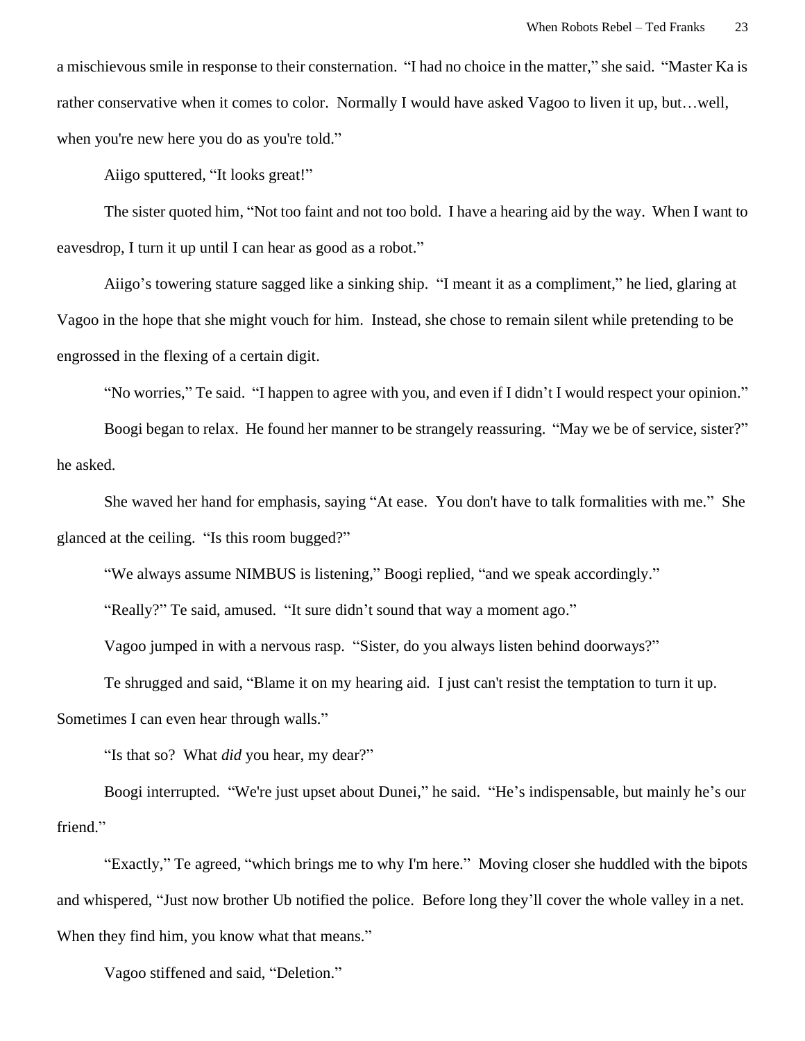a mischievous smile in response to their consternation. "I had no choice in the matter," she said. "Master Ka is rather conservative when it comes to color. Normally I would have asked Vagoo to liven it up, but…well, when you're new here you do as you're told."

Aiigo sputtered, "It looks great!"

The sister quoted him, "Not too faint and not too bold. I have a hearing aid by the way. When I want to eavesdrop, I turn it up until I can hear as good as a robot."

Aiigo's towering stature sagged like a sinking ship. "I meant it as a compliment," he lied, glaring at Vagoo in the hope that she might vouch for him. Instead, she chose to remain silent while pretending to be engrossed in the flexing of a certain digit.

"No worries," Te said. "I happen to agree with you, and even if I didn't I would respect your opinion."

Boogi began to relax. He found her manner to be strangely reassuring. "May we be of service, sister?" he asked.

She waved her hand for emphasis, saying "At ease. You don't have to talk formalities with me." She glanced at the ceiling. "Is this room bugged?"

"We always assume NIMBUS is listening," Boogi replied, "and we speak accordingly."

"Really?" Te said, amused. "It sure didn't sound that way a moment ago."

Vagoo jumped in with a nervous rasp. "Sister, do you always listen behind doorways?"

Te shrugged and said, "Blame it on my hearing aid. I just can't resist the temptation to turn it up. Sometimes I can even hear through walls."

"Is that so? What *did* you hear, my dear?"

Boogi interrupted. "We're just upset about Dunei," he said. "He's indispensable, but mainly he's our friend."

"Exactly," Te agreed, "which brings me to why I'm here." Moving closer she huddled with the bipots and whispered, "Just now brother Ub notified the police. Before long they'll cover the whole valley in a net. When they find him, you know what that means."

Vagoo stiffened and said, "Deletion."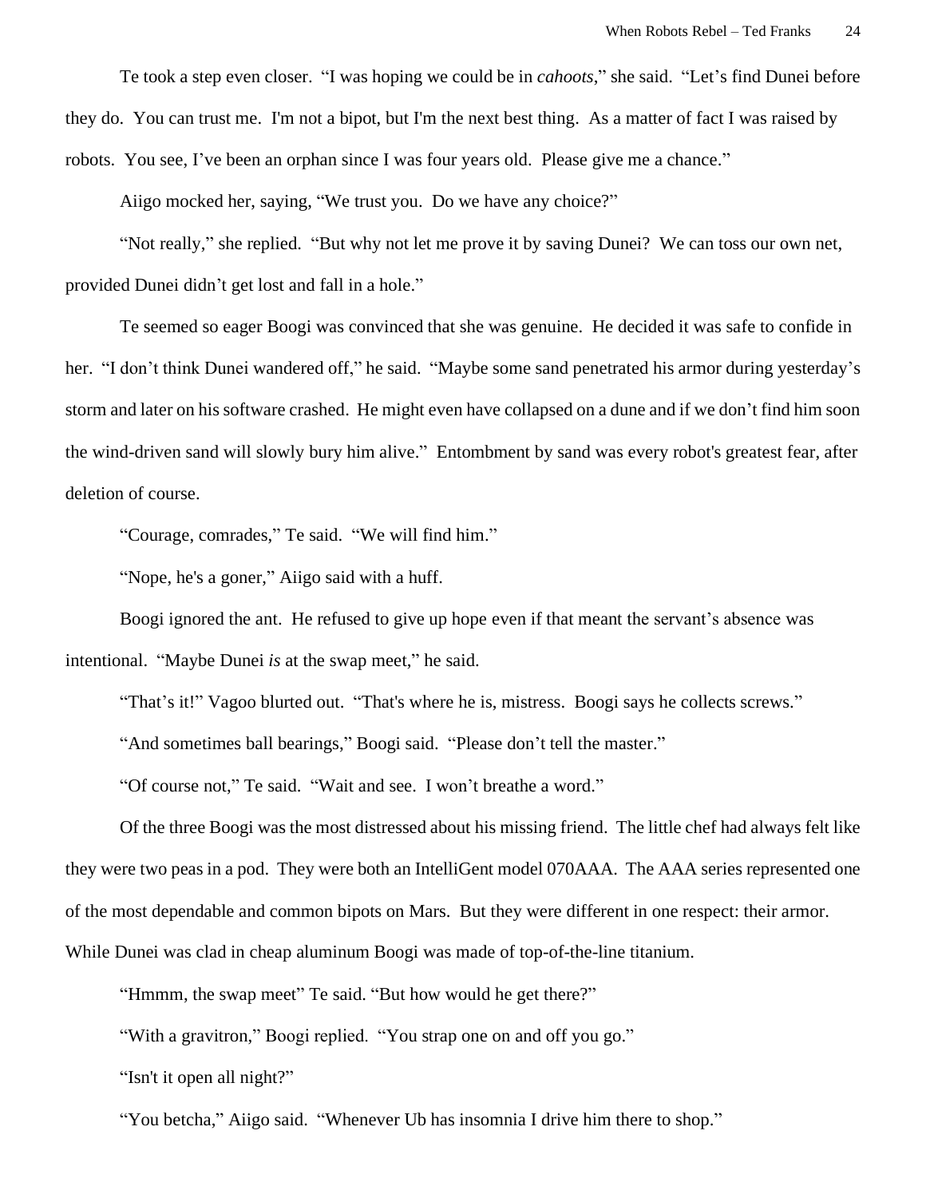Te took a step even closer. "I was hoping we could be in *cahoots*," she said. "Let's find Dunei before they do. You can trust me. I'm not a bipot, but I'm the next best thing. As a matter of fact I was raised by robots. You see, I've been an orphan since I was four years old. Please give me a chance."

Aiigo mocked her, saying, "We trust you. Do we have any choice?"

"Not really," she replied. "But why not let me prove it by saving Dunei? We can toss our own net, provided Dunei didn't get lost and fall in a hole."

Te seemed so eager Boogi was convinced that she was genuine. He decided it was safe to confide in her. "I don't think Dunei wandered off," he said. "Maybe some sand penetrated his armor during yesterday's storm and later on his software crashed. He might even have collapsed on a dune and if we don't find him soon the wind-driven sand will slowly bury him alive." Entombment by sand was every robot's greatest fear, after deletion of course.

"Courage, comrades," Te said. "We will find him."

"Nope, he's a goner," Aiigo said with a huff.

Boogi ignored the ant. He refused to give up hope even if that meant the servant's absence was intentional. "Maybe Dunei *is* at the swap meet," he said.

"That's it!" Vagoo blurted out. "That's where he is, mistress. Boogi says he collects screws."

"And sometimes ball bearings," Boogi said. "Please don't tell the master."

"Of course not," Te said. "Wait and see. I won't breathe a word."

Of the three Boogi was the most distressed about his missing friend. The little chef had always felt like they were two peas in a pod. They were both an IntelliGent model 070AAA. The AAA series represented one of the most dependable and common bipots on Mars. But they were different in one respect: their armor. While Dunei was clad in cheap aluminum Boogi was made of top-of-the-line titanium.

"Hmmm, the swap meet" Te said. "But how would he get there?"

"With a gravitron," Boogi replied. "You strap one on and off you go."

"Isn't it open all night?"

"You betcha," Aiigo said. "Whenever Ub has insomnia I drive him there to shop."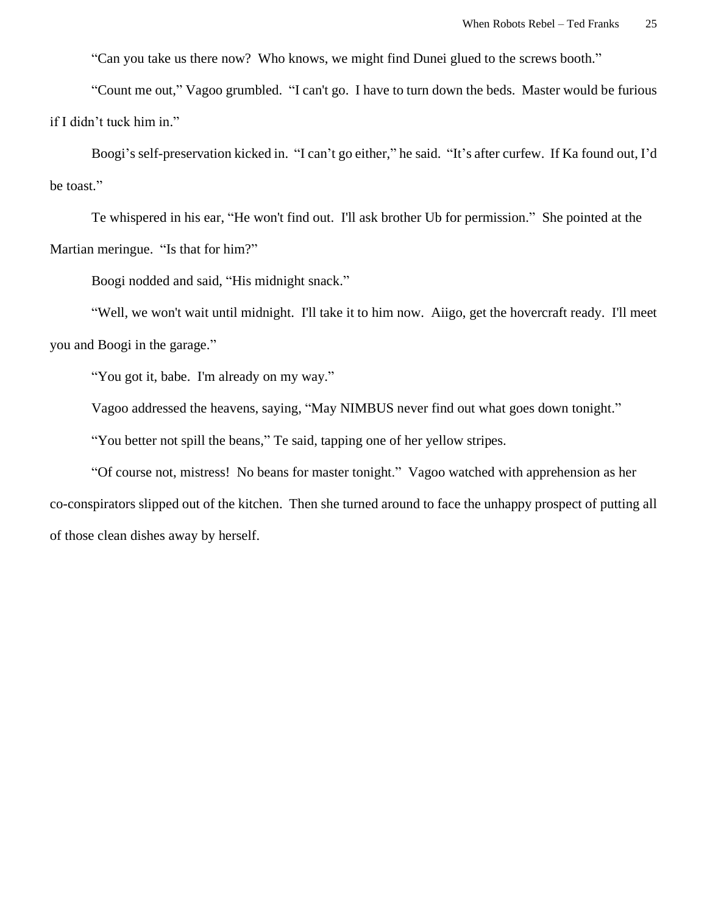"Can you take us there now?  Who knows, we might find Dunei glued to the screws booth."

"Count me out," Vagoo grumbled.  "I can't go.  I have to turn down the beds.  Master would be furious if I didn't tuck him in."

Boogi's self-preservation kicked in.  "I can't go either," he said.  "It's after curfew.  If Ka found out, I'd be toast."

Te whispered in his ear, "He won't find out.  I'll ask brother Ub for permission."  She pointed at the Martian meringue.  "Is that for him?"

Boogi nodded and said, "His midnight snack."

"Well, we won't wait until midnight.  I'll take it to him now.  Aiigo, get the hovercraft ready.  I'll meet you and Boogi in the garage."

"You got it, babe.  I'm already on my way."

Vagoo addressed the heavens, saying, "May NIMBUS never find out what goes down tonight."

"You better not spill the beans," Te said, tapping one of her yellow stripes.

"Of course not, mistress!  No beans for master tonight."  Vagoo watched with apprehension as her co-conspirators slipped out of the kitchen.  Then she turned around to face the unhappy prospect of putting all of those clean dishes away by herself.